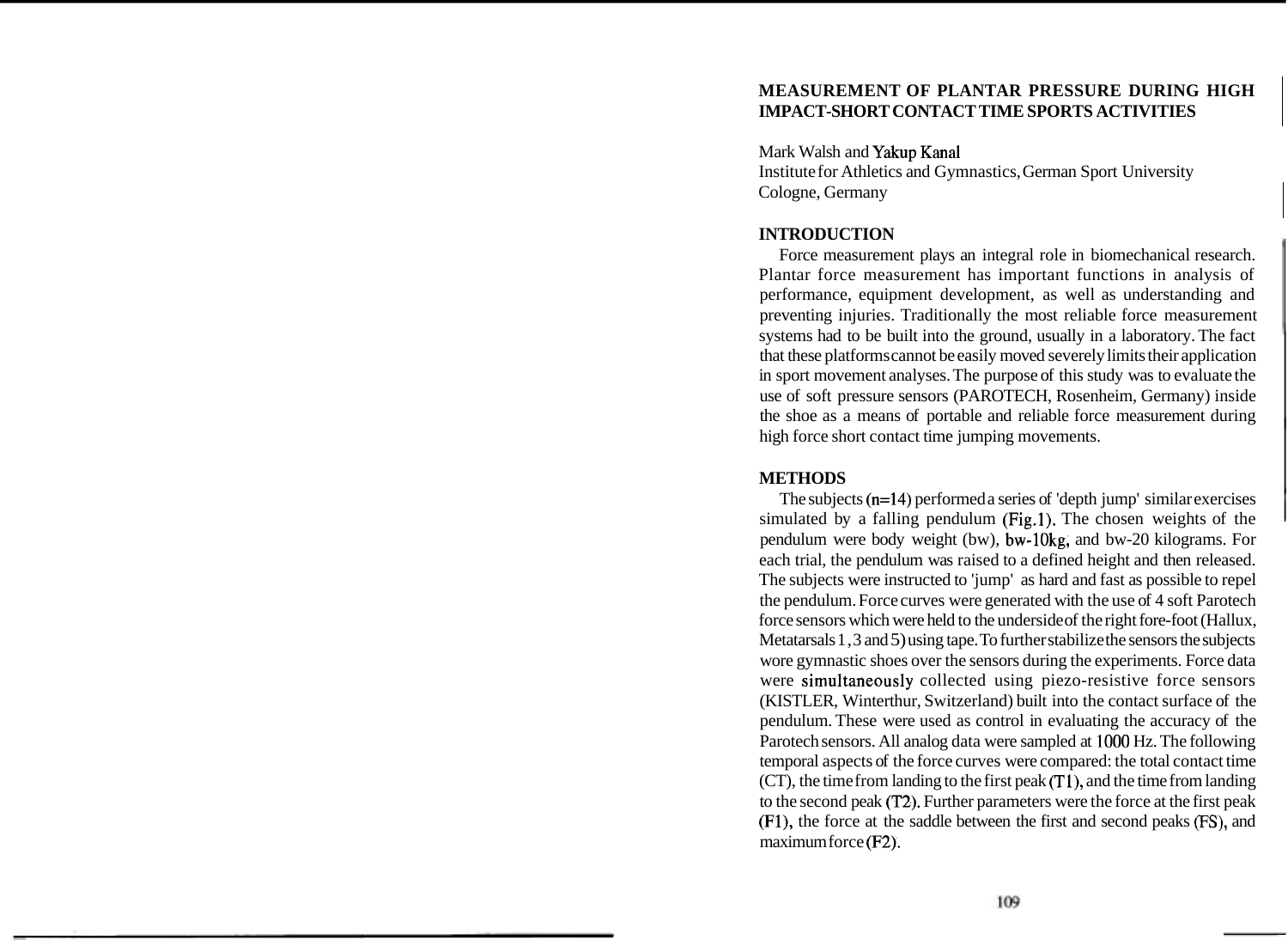# MEASUREMENT OF PLANTAR PRESSURE DURING HIGH IMPACT-SHORT CONTACT TIME SPORTS ACTIVITIES

Mark Walsh and Yakup Kanal
Institute for Athletics and Gymnastics, German Sport University
Cologne, Germany

## INTRODUCTION

Force measurement plays an integral role in biomechanical research. Plantar force measurement has important functions in analysis of performance, equipment development, as well as understanding and preventing injuries. Traditionally the most reliable force measurement systems had to be built into the ground, usually in a laboratory. The fact that these platforms cannot be easily moved severely limits their application in sport movement analyses. The purpose of this study was to evaluate the use of soft pressure sensors (PAROTECH, Rosenheim, Germany) inside the shoe as a means of portable and reliable force measurement during high force short contact time jumping movements.

## METHODS

The subjects (n=14) performed a series of 'depth jump' similar exercises simulated by a falling pendulum (Fig.1). The chosen weights of the pendulum were body weight (bw), bw-10kg, and bw-20 kilograms. For each trial, the pendulum was raised to a defined height and then released. The subjects were instructed to 'jump' as hard and fast as possible to repel the pendulum. Force curves were generated with the use of 4 soft Parotech force sensors which were held to the underside of the right fore-foot (Hallux, Metatarsals 1, 3 and 5) using tape. To further stabilize the sensors the subjects wore gymnastic shoes over the sensors during the experiments. Force data were simultaneously collected using piezo-resistive force sensors (KISTLER, Winterthur, Switzerland) built into the contact surface of the pendulum. These were used as control in evaluating the accuracy of the Parotech sensors. All analog data were sampled at 1000 Hz. The following temporal aspects of the force curves were compared: the total contact time (CT), the time from landing to the first peak (T1), and the time from landing to the second peak (T2). Further parameters were the force at the first peak (F1), the force at the saddle between the first and second peaks (FS), and maximum force (F2).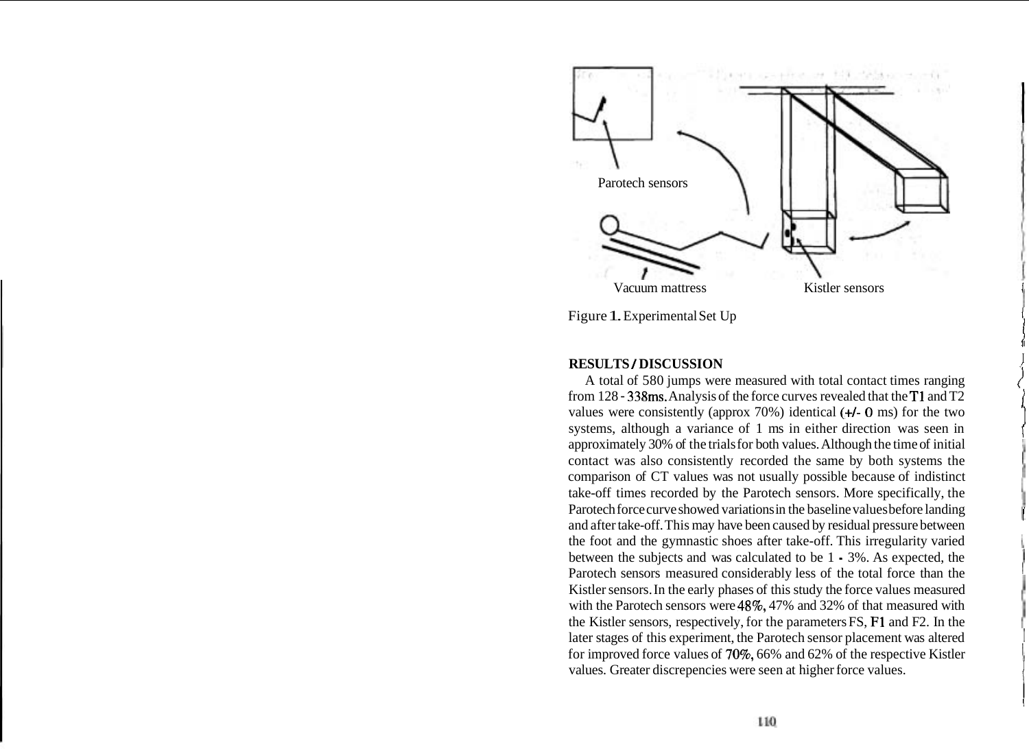Figure 1. Experimental Set Up

## RESULTS / DISCUSSION

A total of 580 jumps were measured with total contact times ranging from 128 - 338ms. Analysis of the force curves revealed that the T1 and T2 values were consistently (approx 70%) identical (+/- 0 ms) for the two systems, although a variance of 1 ms in either direction was seen in approximately 30% of the trials for both values. Although the time of initial contact was also consistently recorded the same by both systems the comparison of CT values was not usually possible because of indistinct take-off times recorded by the Parotech sensors. More specifically, the Parotech force curve showed variations in the baseline values before landing and after take-off. This may have been caused by residual pressure between the foot and the gymnastic shoes after take-off. This irregularity varied between the subjects and was calculated to be 1 - 3%. As expected, the Parotech sensors measured considerably less of the total force than the Kistler sensors. In the early phases of this study the force values measured with the Parotech sensors were 48%, 47% and 32% of that measured with the Kistler sensors, respectively, for the parameters FS, F1 and F2. In the later stages of this experiment, the Parotech sensor placement was altered for improved force values of 70%, 66% and 62% of the respective Kistler values. Greater discrepencies were seen at higher force values.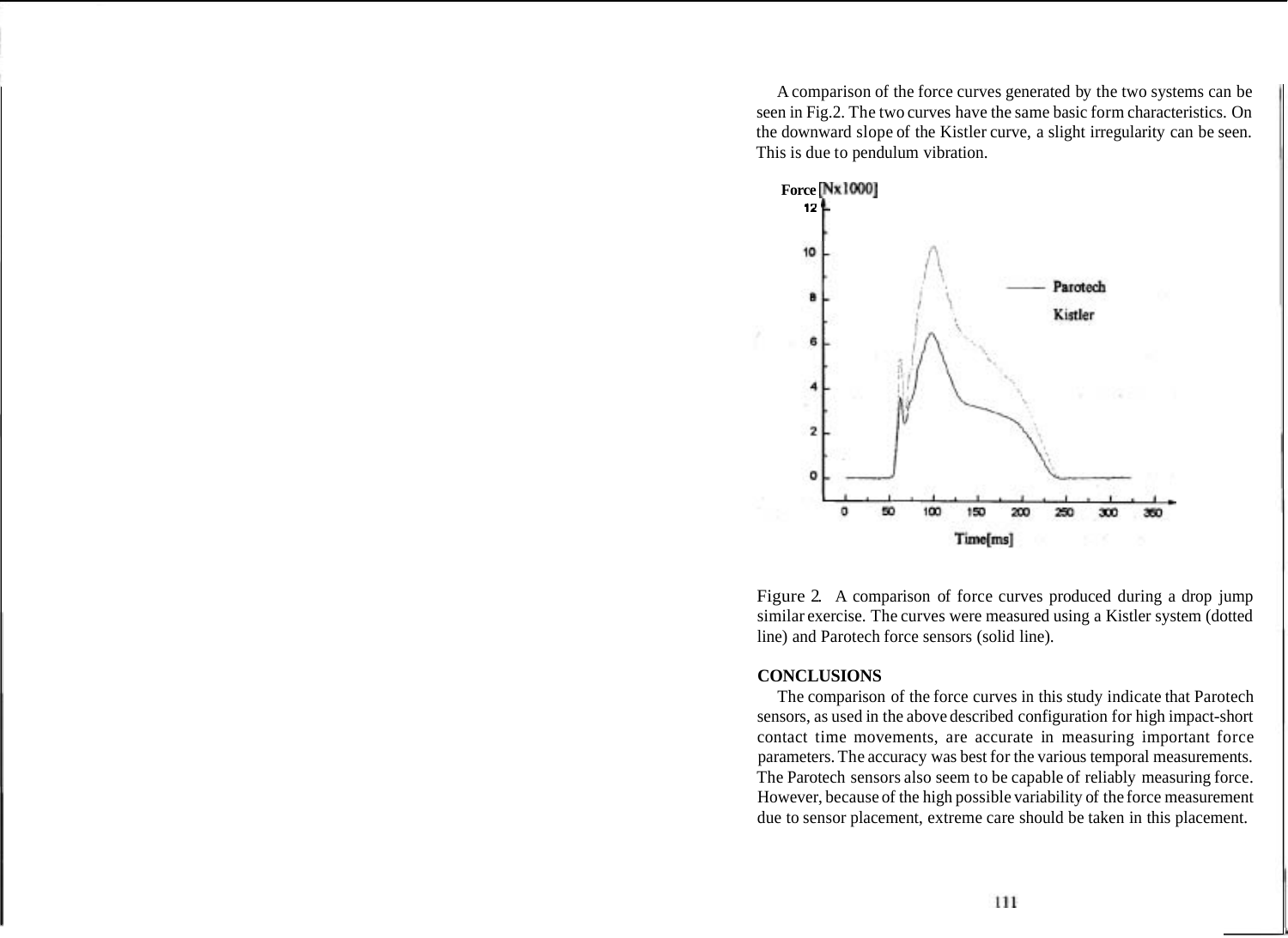A comparison of the force curves generated by the two systems can be seen in Fig.2. The two curves have the same basic form characteristics. On the downward slope of the Kistler curve, a slight irregularity can be seen. This is due to pendulum vibration.

Force [Nx1000]

12

10

8

6

4

2

0

0 50 100 150 200 250 300 350

Time[ms]

Parotech

Kistler

Figure 2. A comparison of force curves produced during a drop jump similar exercise. The curves were measured using a Kistler system (dotted line) and Parotech force sensors (solid line).

## CONCLUSIONS

The comparison of the force curves in this study indicate that Parotech sensors, as used in the above described configuration for high impact-short contact time movements, are accurate in measuring important force parameters. The accuracy was best for the various temporal measurements. The Parotech sensors also seem to be capable of reliably measuring force. However, because of the high possible variability of the force measurement due to sensor placement, extreme care should be taken in this placement.